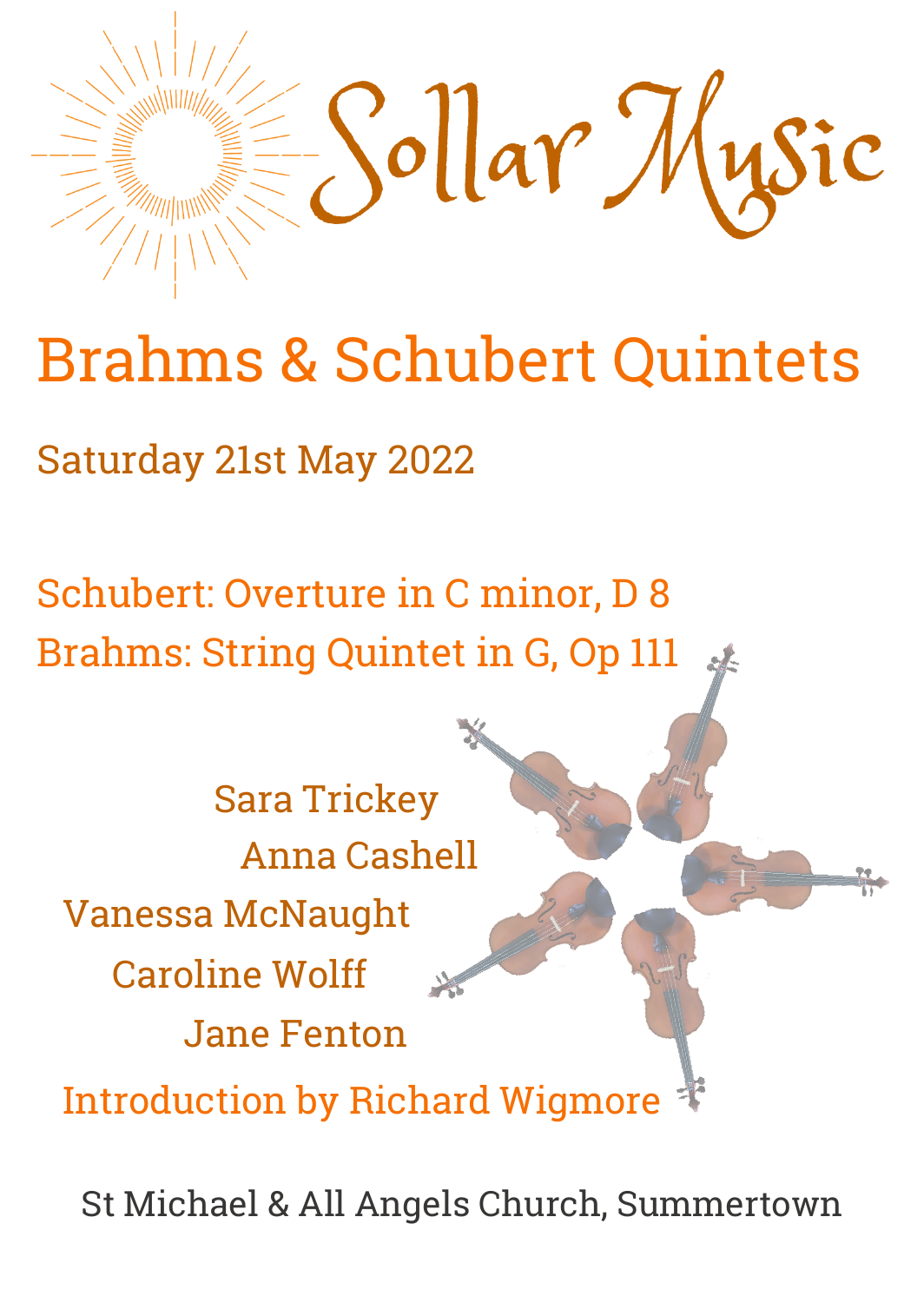# Sollar Music

## Brahms & Schubert Quintets

Saturday 21st May 2022

Schubert: Overture in C minor, D 8

Brahms: String Quintet in G, Op 111

Sara Trickey

Anna Cashell

Vanessa McNaught

Caroline Wolff

Jane Fenton

Introduction by Richard Wigmore

St Michael & All Angels Church, Summertown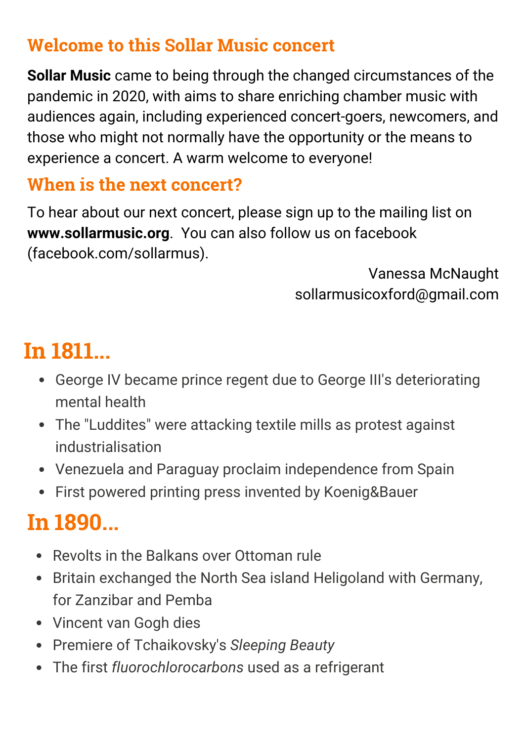## Welcome to this Sollar Music concert

**Sollar Music** came to being through the changed circumstances of the pandemic in 2020, with aims to share enriching chamber music with audiences again, including experienced concert-goers, newcomers, and those who might not normally have the opportunity or the means to experience a concert. A warm welcome to everyone!

## When is the next concert?

To hear about our next concert, please sign up to the mailing list on **www.sollarmusic.org**. You can also follow us on facebook (facebook.com/sollarmus).

Vanessa McNaught
sollarmusicoxford@gmail.com

# In 1811...

- George IV became prince regent due to George III's deteriorating mental health
- The "Luddites" were attacking textile mills as protest against industrialisation
- Venezuela and Paraguay proclaim independence from Spain
- First powered printing press invented by Koenig&Bauer

# In 1890...

- Revolts in the Balkans over Ottoman rule
- Britain exchanged the North Sea island Heligoland with Germany, for Zanzibar and Pemba
- Vincent van Gogh dies
- Premiere of Tchaikovsky's *Sleeping Beauty*
- The first *fluorochlorocarbons* used as a refrigerant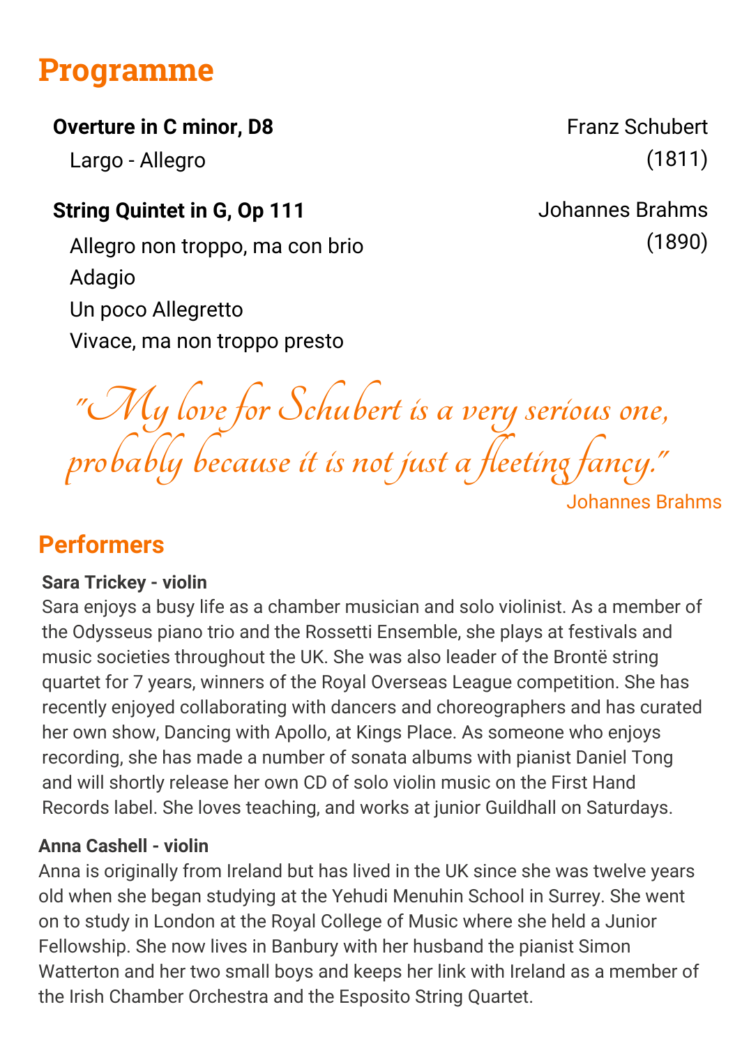## Programme

**Overture in C minor, D8** — Franz Schubert (1811)

Largo - Allegro

**String Quintet in G, Op 111** — Johannes Brahms (1890)

Allegro non troppo, ma con brio
Adagio
Un poco Allegretto
Vivace, ma non troppo presto

*"My love for Schubert is a very serious one, probably because it is not just a fleeting fancy."*

Johannes Brahms

## Performers

**Sara Trickey - violin**

Sara enjoys a busy life as a chamber musician and solo violinist. As a member of the Odysseus piano trio and the Rossetti Ensemble, she plays at festivals and music societies throughout the UK. She was also leader of the Brontë string quartet for 7 years, winners of the Royal Overseas League competition. She has recently enjoyed collaborating with dancers and choreographers and has curated her own show, Dancing with Apollo, at Kings Place. As someone who enjoys recording, she has made a number of sonata albums with pianist Daniel Tong and will shortly release her own CD of solo violin music on the First Hand Records label. She loves teaching, and works at junior Guildhall on Saturdays.

**Anna Cashell - violin**

Anna is originally from Ireland but has lived in the UK since she was twelve years old when she began studying at the Yehudi Menuhin School in Surrey. She went on to study in London at the Royal College of Music where she held a Junior Fellowship. She now lives in Banbury with her husband the pianist Simon Watterton and her two small boys and keeps her link with Ireland as a member of the Irish Chamber Orchestra and the Esposito String Quartet.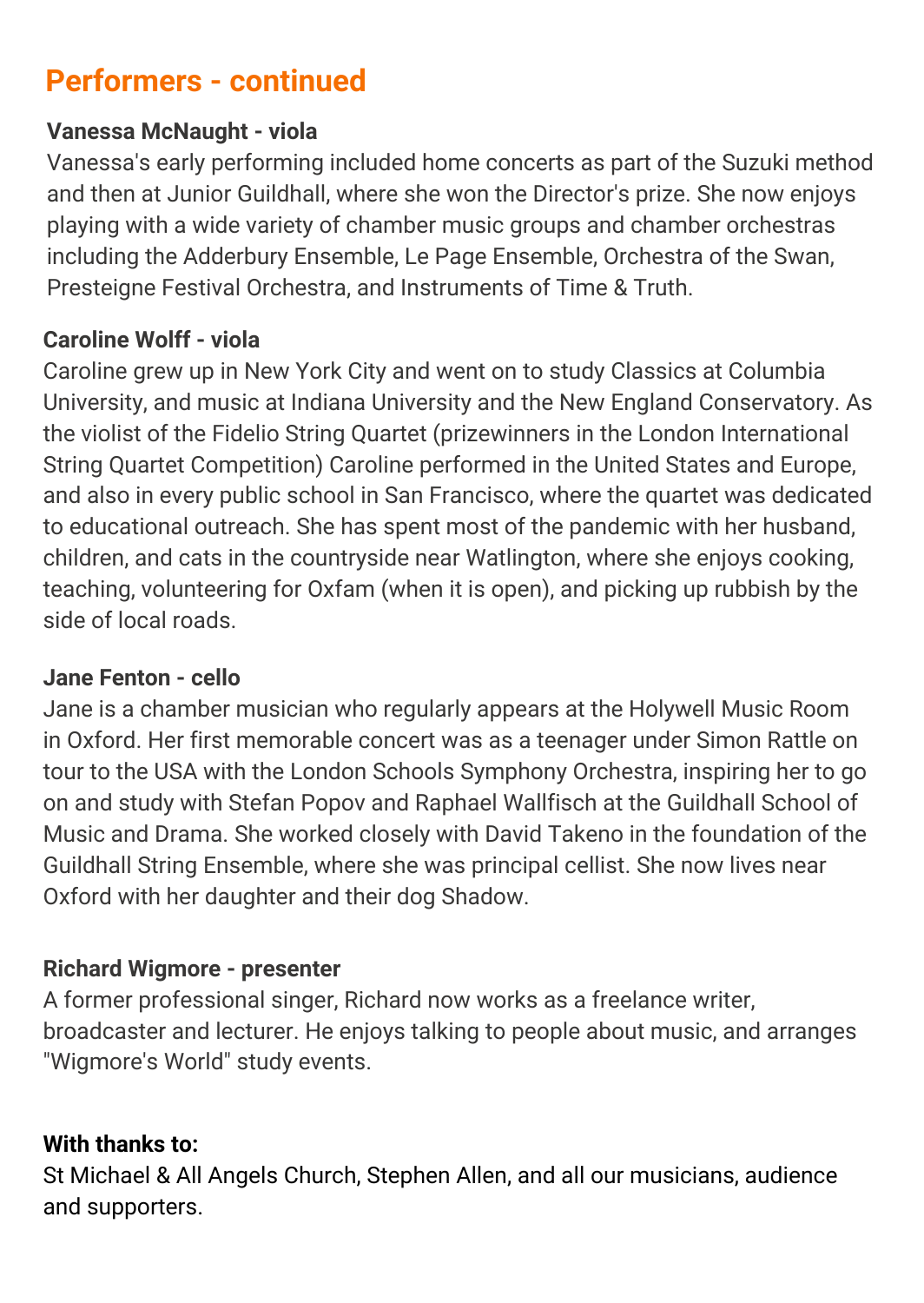## Performers - continued

**Vanessa McNaught - viola**

Vanessa's early performing included home concerts as part of the Suzuki method and then at Junior Guildhall, where she won the Director's prize. She now enjoys playing with a wide variety of chamber music groups and chamber orchestras including the Adderbury Ensemble, Le Page Ensemble, Orchestra of the Swan, Presteigne Festival Orchestra, and Instruments of Time & Truth.

**Caroline Wolff - viola**

Caroline grew up in New York City and went on to study Classics at Columbia University, and music at Indiana University and the New England Conservatory. As the violist of the Fidelio String Quartet (prizewinners in the London International String Quartet Competition) Caroline performed in the United States and Europe, and also in every public school in San Francisco, where the quartet was dedicated to educational outreach. She has spent most of the pandemic with her husband, children, and cats in the countryside near Watlington, where she enjoys cooking, teaching, volunteering for Oxfam (when it is open), and picking up rubbish by the side of local roads.

**Jane Fenton - cello**

Jane is a chamber musician who regularly appears at the Holywell Music Room in Oxford. Her first memorable concert was as a teenager under Simon Rattle on tour to the USA with the London Schools Symphony Orchestra, inspiring her to go on and study with Stefan Popov and Raphael Wallfisch at the Guildhall School of Music and Drama. She worked closely with David Takeno in the foundation of the Guildhall String Ensemble, where she was principal cellist. She now lives near Oxford with her daughter and their dog Shadow.

**Richard Wigmore - presenter**

A former professional singer, Richard now works as a freelance writer, broadcaster and lecturer. He enjoys talking to people about music, and arranges "Wigmore's World" study events.

**With thanks to:**

St Michael & All Angels Church, Stephen Allen, and all our musicians, audience and supporters.